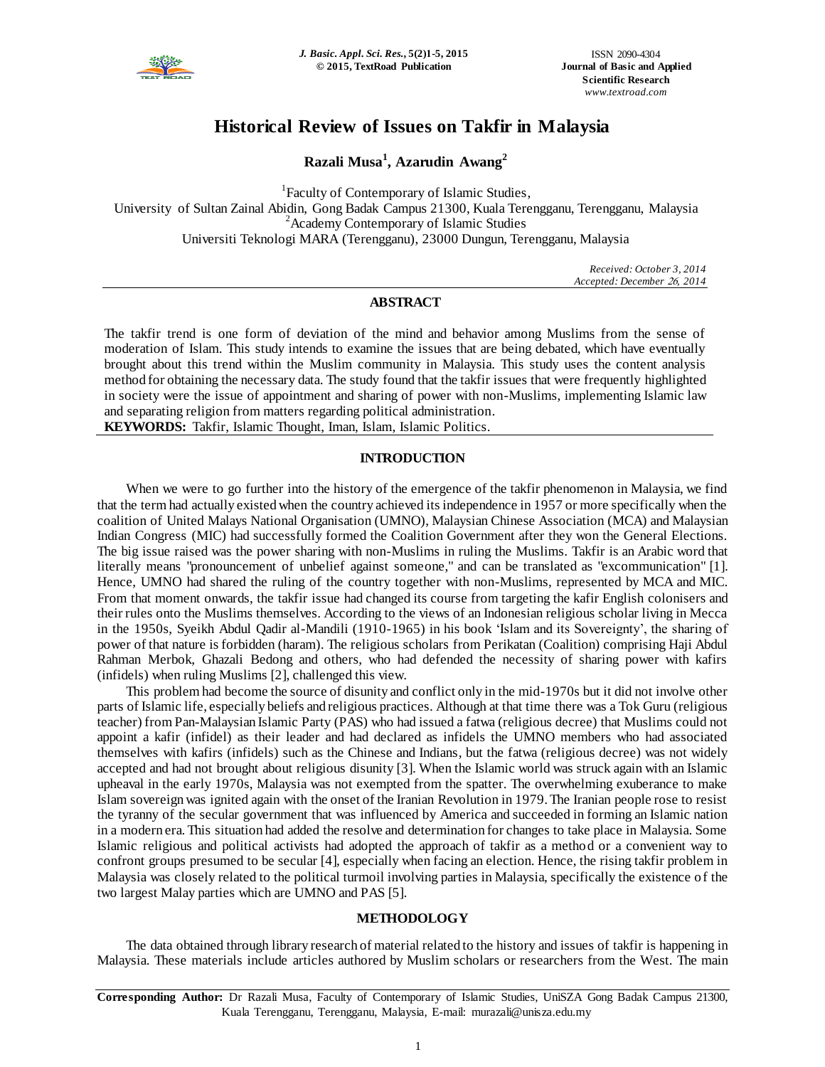# Historical Review of Issues on Takfir in Malaysia

**Razali Musa[1], Azarudin Awang[2]**

[1]Faculty of Contemporary of Islamic Studies,
University of Sultan Zainal Abidin, Gong Badak Campus 21300, Kuala Terengganu, Terengganu, Malaysia
[2]Academy Contemporary of Islamic Studies
Universiti Teknologi MARA (Terengganu), 23000 Dungun, Terengganu, Malaysia

*Received: October 3, 2014*
*Accepted: December 26, 2014*

## ABSTRACT

The takfir trend is one form of deviation of the mind and behavior among Muslims from the sense of moderation of Islam. This study intends to examine the issues that are being debated, which have eventually brought about this trend within the Muslim community in Malaysia. This study uses the content analysis method for obtaining the necessary data. The study found that the takfir issues that were frequently highlighted in society were the issue of appointment and sharing of power with non-Muslims, implementing Islamic law and separating religion from matters regarding political administration.

**KEYWORDS:** Takfir, Islamic Thought, Iman, Islam, Islamic Politics.

## INTRODUCTION

When we were to go further into the history of the emergence of the takfir phenomenon in Malaysia, we find that the term had actually existed when the country achieved its independence in 1957 or more specifically when the coalition of United Malays National Organisation (UMNO), Malaysian Chinese Association (MCA) and Malaysian Indian Congress (MIC) had successfully formed the Coalition Government after they won the General Elections. The big issue raised was the power sharing with non-Muslims in ruling the Muslims. Takfir is an Arabic word that literally means "pronouncement of unbelief against someone," and can be translated as "excommunication" [1]. Hence, UMNO had shared the ruling of the country together with non-Muslims, represented by MCA and MIC. From that moment onwards, the takfir issue had changed its course from targeting the kafir English colonisers and their rules onto the Muslims themselves. According to the views of an Indonesian religious scholar living in Mecca in the 1950s, Syeikh Abdul Qadir al-Mandili (1910-1965) in his book 'Islam and its Sovereignty', the sharing of power of that nature is forbidden (haram). The religious scholars from Perikatan (Coalition) comprising Haji Abdul Rahman Merbok, Ghazali Bedong and others, who had defended the necessity of sharing power with kafirs (infidels) when ruling Muslims [2], challenged this view.

This problem had become the source of disunity and conflict only in the mid-1970s but it did not involve other parts of Islamic life, especially beliefs and religious practices. Although at that time there was a Tok Guru (religious teacher) from Pan-Malaysian Islamic Party (PAS) who had issued a fatwa (religious decree) that Muslims could not appoint a kafir (infidel) as their leader and had declared as infidels the UMNO members who had associated themselves with kafirs (infidels) such as the Chinese and Indians, but the fatwa (religious decree) was not widely accepted and had not brought about religious disunity [3]. When the Islamic world was struck again with an Islamic upheaval in the early 1970s, Malaysia was not exempted from the spatter. The overwhelming exuberance to make Islam sovereign was ignited again with the onset of the Iranian Revolution in 1979. The Iranian people rose to resist the tyranny of the secular government that was influenced by America and succeeded in forming an Islamic nation in a modern era. This situation had added the resolve and determination for changes to take place in Malaysia. Some Islamic religious and political activists had adopted the approach of takfir as a method or a convenient way to confront groups presumed to be secular [4], especially when facing an election. Hence, the rising takfir problem in Malaysia was closely related to the political turmoil involving parties in Malaysia, specifically the existence of the two largest Malay parties which are UMNO and PAS [5].

## METHODOLOGY

The data obtained through library research of material related to the history and issues of takfir is happening in Malaysia. These materials include articles authored by Muslim scholars or researchers from the West. The main

**Corresponding Author:** Dr Razali Musa, Faculty of Contemporary of Islamic Studies, UniSZA Gong Badak Campus 21300, Kuala Terengganu, Terengganu, Malaysia, E-mail: murazali@unisza.edu.my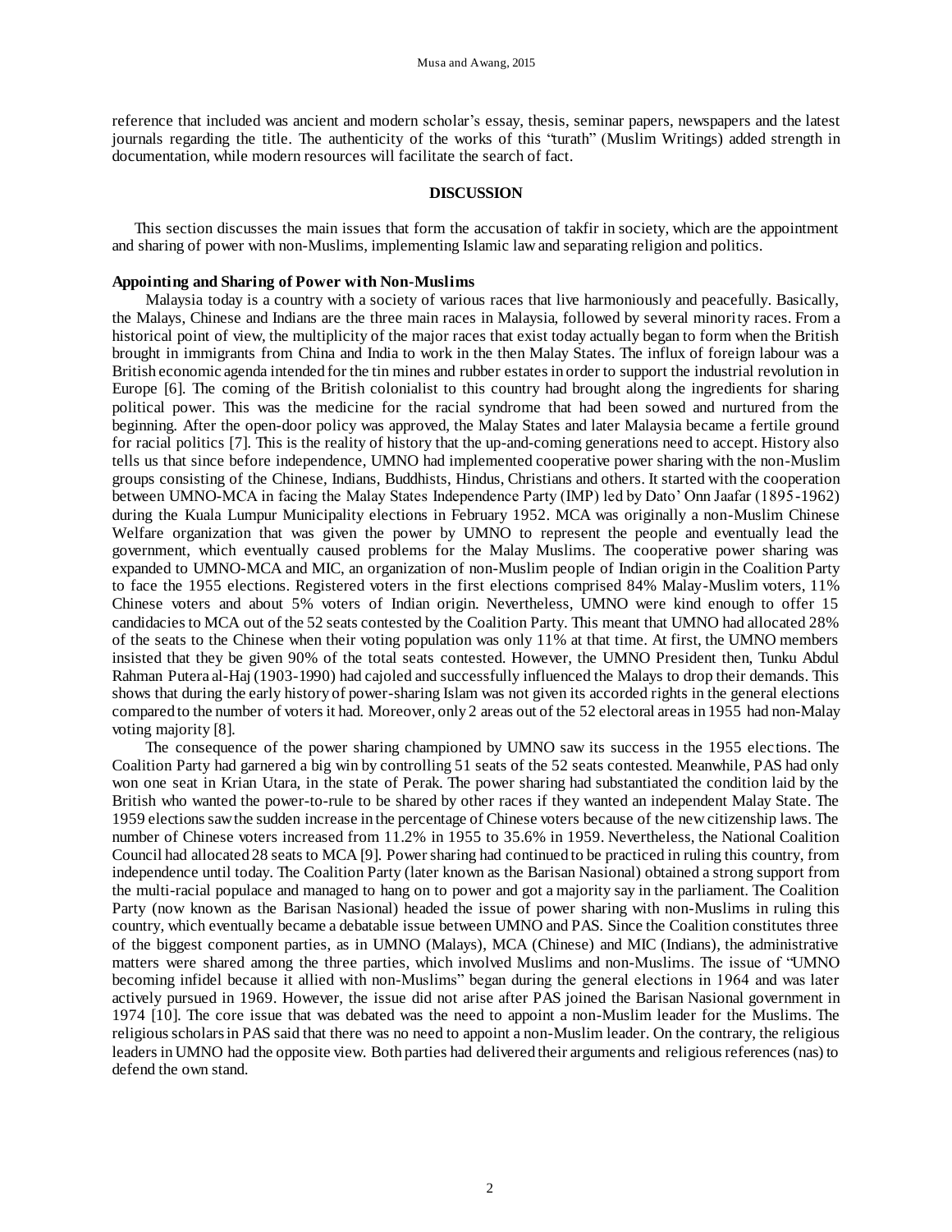reference that included was ancient and modern scholar's essay, thesis, seminar papers, newspapers and the latest journals regarding the title. The authenticity of the works of this "turath" (Muslim Writings) added strength in documentation, while modern resources will facilitate the search of fact.

## DISCUSSION

This section discusses the main issues that form the accusation of takfir in society, which are the appointment and sharing of power with non-Muslims, implementing Islamic law and separating religion and politics.

### Appointing and Sharing of Power with Non-Muslims

Malaysia today is a country with a society of various races that live harmoniously and peacefully. Basically, the Malays, Chinese and Indians are the three main races in Malaysia, followed by several minority races. From a historical point of view, the multiplicity of the major races that exist today actually began to form when the British brought in immigrants from China and India to work in the then Malay States. The influx of foreign labour was a British economic agenda intended for the tin mines and rubber estates in order to support the industrial revolution in Europe [6]. The coming of the British colonialist to this country had brought along the ingredients for sharing political power. This was the medicine for the racial syndrome that had been sowed and nurtured from the beginning. After the open-door policy was approved, the Malay States and later Malaysia became a fertile ground for racial politics [7]. This is the reality of history that the up-and-coming generations need to accept. History also tells us that since before independence, UMNO had implemented cooperative power sharing with the non-Muslim groups consisting of the Chinese, Indians, Buddhists, Hindus, Christians and others. It started with the cooperation between UMNO-MCA in facing the Malay States Independence Party (IMP) led by Dato' Onn Jaafar (1895-1962) during the Kuala Lumpur Municipality elections in February 1952. MCA was originally a non-Muslim Chinese Welfare organization that was given the power by UMNO to represent the people and eventually lead the government, which eventually caused problems for the Malay Muslims. The cooperative power sharing was expanded to UMNO-MCA and MIC, an organization of non-Muslim people of Indian origin in the Coalition Party to face the 1955 elections. Registered voters in the first elections comprised 84% Malay-Muslim voters, 11% Chinese voters and about 5% voters of Indian origin. Nevertheless, UMNO were kind enough to offer 15 candidacies to MCA out of the 52 seats contested by the Coalition Party. This meant that UMNO had allocated 28% of the seats to the Chinese when their voting population was only 11% at that time. At first, the UMNO members insisted that they be given 90% of the total seats contested. However, the UMNO President then, Tunku Abdul Rahman Putera al-Haj (1903-1990) had cajoled and successfully influenced the Malays to drop their demands. This shows that during the early history of power-sharing Islam was not given its accorded rights in the general elections compared to the number of voters it had. Moreover, only 2 areas out of the 52 electoral areas in 1955 had non-Malay voting majority [8].

The consequence of the power sharing championed by UMNO saw its success in the 1955 elections. The Coalition Party had garnered a big win by controlling 51 seats of the 52 seats contested. Meanwhile, PAS had only won one seat in Krian Utara, in the state of Perak. The power sharing had substantiated the condition laid by the British who wanted the power-to-rule to be shared by other races if they wanted an independent Malay State. The 1959 elections saw the sudden increase in the percentage of Chinese voters because of the new citizenship laws. The number of Chinese voters increased from 11.2% in 1955 to 35.6% in 1959. Nevertheless, the National Coalition Council had allocated 28 seats to MCA [9]. Power sharing had continued to be practiced in ruling this country, from independence until today. The Coalition Party (later known as the Barisan Nasional) obtained a strong support from the multi-racial populace and managed to hang on to power and got a majority say in the parliament. The Coalition Party (now known as the Barisan Nasional) headed the issue of power sharing with non-Muslims in ruling this country, which eventually became a debatable issue between UMNO and PAS. Since the Coalition constitutes three of the biggest component parties, as in UMNO (Malays), MCA (Chinese) and MIC (Indians), the administrative matters were shared among the three parties, which involved Muslims and non-Muslims. The issue of "UMNO becoming infidel because it allied with non-Muslims" began during the general elections in 1964 and was later actively pursued in 1969. However, the issue did not arise after PAS joined the Barisan Nasional government in 1974 [10]. The core issue that was debated was the need to appoint a non-Muslim leader for the Muslims. The religious scholars in PAS said that there was no need to appoint a non-Muslim leader. On the contrary, the religious leaders in UMNO had the opposite view. Both parties had delivered their arguments and religious references (nas) to defend the own stand.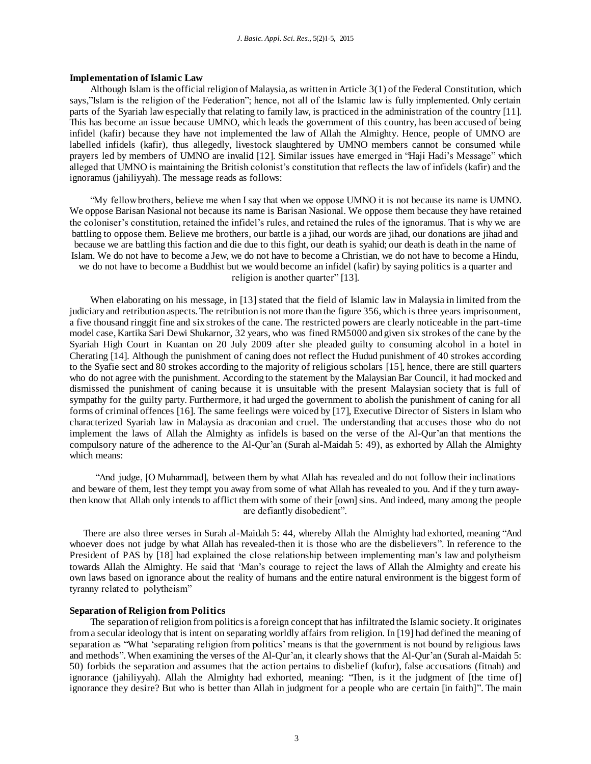**Implementation of Islamic Law**

Although Islam is the official religion of Malaysia, as written in Article 3(1) of the Federal Constitution, which says,"Islam is the religion of the Federation"; hence, not all of the Islamic law is fully implemented. Only certain parts of the Syariah law especially that relating to family law, is practiced in the administration of the country [11]. This has become an issue because UMNO, which leads the government of this country, has been accused of being infidel (kafir) because they have not implemented the law of Allah the Almighty. Hence, people of UMNO are labelled infidels (kafir), thus allegedly, livestock slaughtered by UMNO members cannot be consumed while prayers led by members of UMNO are invalid [12]. Similar issues have emerged in "Haji Hadi's Message" which alleged that UMNO is maintaining the British colonist's constitution that reflects the law of infidels (kafir) and the ignoramus (jahiliyyah). The message reads as follows:

"My fellow brothers, believe me when I say that when we oppose UMNO it is not because its name is UMNO. We oppose Barisan Nasional not because its name is Barisan Nasional. We oppose them because they have retained the coloniser's constitution, retained the infidel's rules, and retained the rules of the ignoramus. That is why we are battling to oppose them. Believe me brothers, our battle is a jihad, our words are jihad, our donations are jihad and because we are battling this faction and die due to this fight, our death is syahid; our death is death in the name of Islam. We do not have to become a Jew, we do not have to become a Christian, we do not have to become a Hindu, we do not have to become a Buddhist but we would become an infidel (kafir) by saying politics is a quarter and religion is another quarter" [13].

When elaborating on his message, in [13] stated that the field of Islamic law in Malaysia in limited from the judiciary and retribution aspects. The retribution is not more than the figure 356, which is three years imprisonment, a five thousand ringgit fine and six strokes of the cane. The restricted powers are clearly noticeable in the part-time model case, Kartika Sari Dewi Shukarnor, 32 years, who was fined RM5000 and given six strokes of the cane by the Syariah High Court in Kuantan on 20 July 2009 after she pleaded guilty to consuming alcohol in a hotel in Cherating [14]. Although the punishment of caning does not reflect the Hudud punishment of 40 strokes according to the Syafie sect and 80 strokes according to the majority of religious scholars [15], hence, there are still quarters who do not agree with the punishment. According to the statement by the Malaysian Bar Council, it had mocked and dismissed the punishment of caning because it is unsuitable with the present Malaysian society that is full of sympathy for the guilty party. Furthermore, it had urged the government to abolish the punishment of caning for all forms of criminal offences [16]. The same feelings were voiced by [17], Executive Director of Sisters in Islam who characterized Syariah law in Malaysia as draconian and cruel. The understanding that accuses those who do not implement the laws of Allah the Almighty as infidels is based on the verse of the Al-Qur'an that mentions the compulsory nature of the adherence to the Al-Qur'an (Surah al-Maidah 5: 49), as exhorted by Allah the Almighty which means:

"And judge, [O Muhammad], between them by what Allah has revealed and do not follow their inclinations and beware of them, lest they tempt you away from some of what Allah has revealed to you. And if they turn away-then know that Allah only intends to afflict them with some of their [own] sins. And indeed, many among the people are defiantly disobedient".

There are also three verses in Surah al-Maidah 5: 44, whereby Allah the Almighty had exhorted, meaning "And whoever does not judge by what Allah has revealed-then it is those who are the disbelievers". In reference to the President of PAS by [18] had explained the close relationship between implementing man's law and polytheism towards Allah the Almighty. He said that 'Man's courage to reject the laws of Allah the Almighty and create his own laws based on ignorance about the reality of humans and the entire natural environment is the biggest form of tyranny related to polytheism"

**Separation of Religion from Politics**

The separation of religion from politics is a foreign concept that has infiltrated the Islamic society. It originates from a secular ideology that is intent on separating worldly affairs from religion. In [19] had defined the meaning of separation as "What 'separating religion from politics' means is that the government is not bound by religious laws and methods". When examining the verses of the Al-Qur'an, it clearly shows that the Al-Qur'an (Surah al-Maidah 5: 50) forbids the separation and assumes that the action pertains to disbelief (kufur), false accusations (fitnah) and ignorance (jahiliyyah). Allah the Almighty had exhorted, meaning: "Then, is it the judgment of [the time of] ignorance they desire? But who is better than Allah in judgment for a people who are certain [in faith]". The main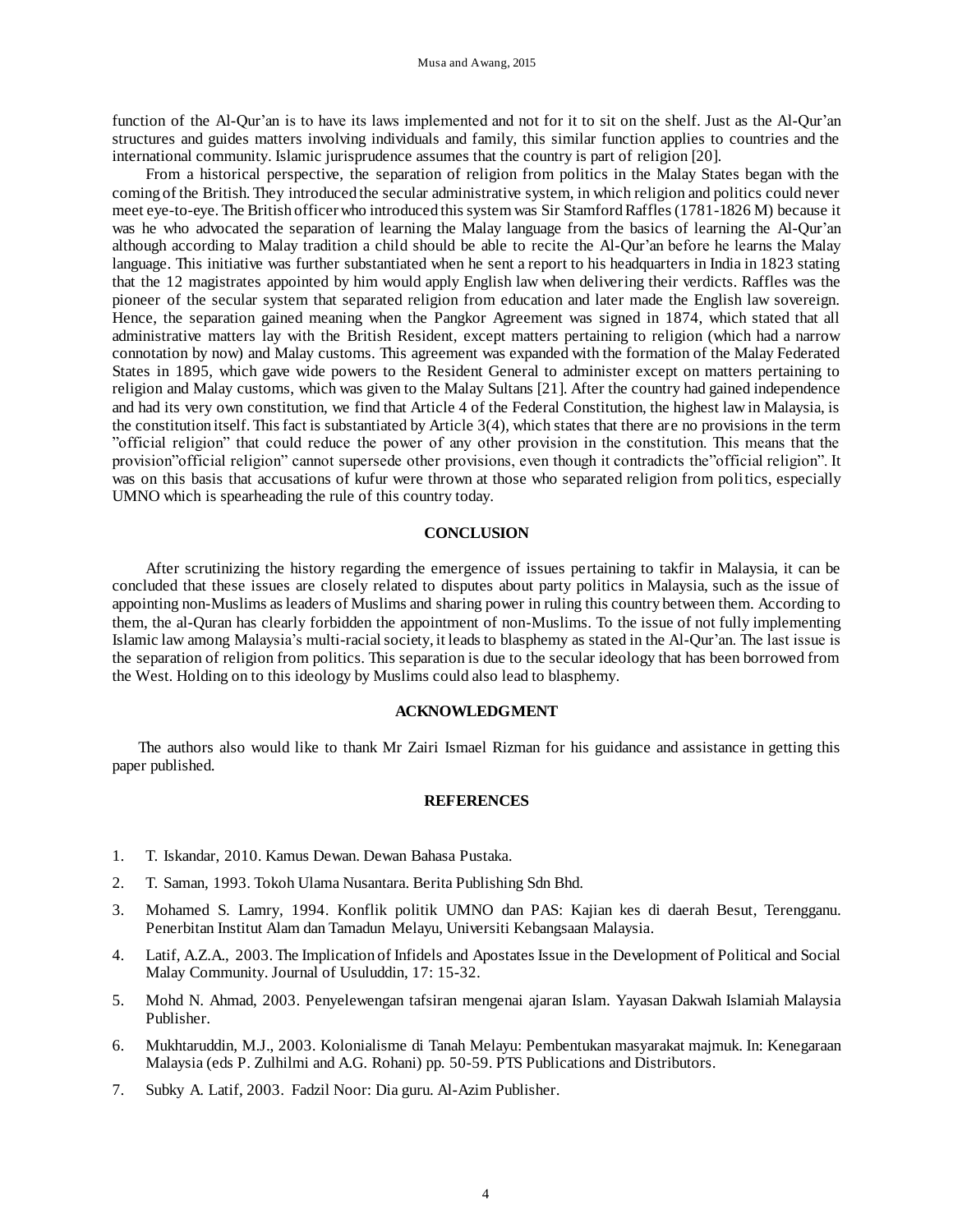function of the Al-Qur'an is to have its laws implemented and not for it to sit on the shelf. Just as the Al-Qur'an structures and guides matters involving individuals and family, this similar function applies to countries and the international community. Islamic jurisprudence assumes that the country is part of religion [20].

From a historical perspective, the separation of religion from politics in the Malay States began with the coming of the British. They introduced the secular administrative system, in which religion and politics could never meet eye-to-eye. The British officer who introduced this system was Sir Stamford Raffles (1781-1826 M) because it was he who advocated the separation of learning the Malay language from the basics of learning the Al-Qur'an although according to Malay tradition a child should be able to recite the Al-Qur'an before he learns the Malay language. This initiative was further substantiated when he sent a report to his headquarters in India in 1823 stating that the 12 magistrates appointed by him would apply English law when delivering their verdicts. Raffles was the pioneer of the secular system that separated religion from education and later made the English law sovereign. Hence, the separation gained meaning when the Pangkor Agreement was signed in 1874, which stated that all administrative matters lay with the British Resident, except matters pertaining to religion (which had a narrow connotation by now) and Malay customs. This agreement was expanded with the formation of the Malay Federated States in 1895, which gave wide powers to the Resident General to administer except on matters pertaining to religion and Malay customs, which was given to the Malay Sultans [21]. After the country had gained independence and had its very own constitution, we find that Article 4 of the Federal Constitution, the highest law in Malaysia, is the constitution itself. This fact is substantiated by Article 3(4), which states that there are no provisions in the term "official religion" that could reduce the power of any other provision in the constitution. This means that the provision"official religion" cannot supersede other provisions, even though it contradicts the"official religion". It was on this basis that accusations of kufur were thrown at those who separated religion from politics, especially UMNO which is spearheading the rule of this country today.

## CONCLUSION

After scrutinizing the history regarding the emergence of issues pertaining to takfir in Malaysia, it can be concluded that these issues are closely related to disputes about party politics in Malaysia, such as the issue of appointing non-Muslims as leaders of Muslims and sharing power in ruling this country between them. According to them, the al-Quran has clearly forbidden the appointment of non-Muslims. To the issue of not fully implementing Islamic law among Malaysia's multi-racial society, it leads to blasphemy as stated in the Al-Qur'an. The last issue is the separation of religion from politics. This separation is due to the secular ideology that has been borrowed from the West. Holding on to this ideology by Muslims could also lead to blasphemy.

## ACKNOWLEDGMENT

The authors also would like to thank Mr Zairi Ismael Rizman for his guidance and assistance in getting this paper published.

## REFERENCES

1. T. Iskandar, 2010. Kamus Dewan. Dewan Bahasa Pustaka.
2. T. Saman, 1993. Tokoh Ulama Nusantara. Berita Publishing Sdn Bhd.
3. Mohamed S. Lamry, 1994. Konflik politik UMNO dan PAS: Kajian kes di daerah Besut, Terengganu. Penerbitan Institut Alam dan Tamadun Melayu, Universiti Kebangsaan Malaysia.
4. Latif, A.Z.A., 2003. The Implication of Infidels and Apostates Issue in the Development of Political and Social Malay Community. Journal of Usuluddin, 17: 15-32.
5. Mohd N. Ahmad, 2003. Penyelewengan tafsiran mengenai ajaran Islam. Yayasan Dakwah Islamiah Malaysia Publisher.
6. Mukhtaruddin, M.J., 2003. Kolonialisme di Tanah Melayu: Pembentukan masyarakat majmuk. In: Kenegaraan Malaysia (eds P. Zulhilmi and A.G. Rohani) pp. 50-59. PTS Publications and Distributors.
7. Subky A. Latif, 2003. Fadzil Noor: Dia guru. Al-Azim Publisher.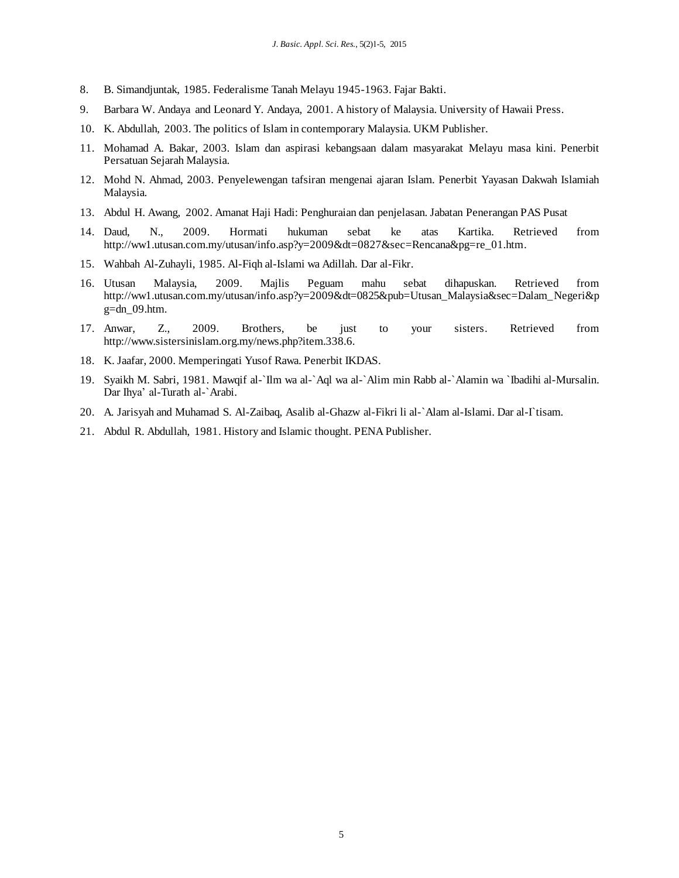8. B. Simandjuntak, 1985. Federalisme Tanah Melayu 1945-1963. Fajar Bakti.
9. Barbara W. Andaya and Leonard Y. Andaya, 2001. A history of Malaysia. University of Hawaii Press.
10. K. Abdullah, 2003. The politics of Islam in contemporary Malaysia. UKM Publisher.
11. Mohamad A. Bakar, 2003. Islam dan aspirasi kebangsaan dalam masyarakat Melayu masa kini. Penerbit Persatuan Sejarah Malaysia.
12. Mohd N. Ahmad, 2003. Penyelewengan tafsiran mengenai ajaran Islam. Penerbit Yayasan Dakwah Islamiah Malaysia.
13. Abdul H. Awang, 2002. Amanat Haji Hadi: Penghuraian dan penjelasan. Jabatan Penerangan PAS Pusat
14. Daud, N., 2009. Hormati hukuman sebat ke atas Kartika. Retrieved from http://ww1.utusan.com.my/utusan/info.asp?y=2009&dt=0827&sec=Rencana&pg=re_01.htm.
15. Wahbah Al-Zuhayli, 1985. Al-Fiqh al-Islami wa Adillah. Dar al-Fikr.
16. Utusan Malaysia, 2009. Majlis Peguam mahu sebat dihapuskan. Retrieved from http://ww1.utusan.com.my/utusan/info.asp?y=2009&dt=0825&pub=Utusan_Malaysia&sec=Dalam_Negeri&pg=dn_09.htm.
17. Anwar, Z., 2009. Brothers, be just to your sisters. Retrieved from http://www.sistersinislam.org.my/news.php?item.338.6.
18. K. Jaafar, 2000. Memperingati Yusof Rawa. Penerbit IKDAS.
19. Syaikh M. Sabri, 1981. Mawqif al-`Ilm wa al-`Aql wa al-`Alim min Rabb al-`Alamin wa `Ibadihi al-Mursalin. Dar Ihya' al-Turath al-`Arabi.
20. A. Jarisyah and Muhamad S. Al-Zaibaq, Asalib al-Ghazw al-Fikri li al-`Alam al-Islami. Dar al-I`tisam.
21. Abdul R. Abdullah, 1981. History and Islamic thought. PENA Publisher.